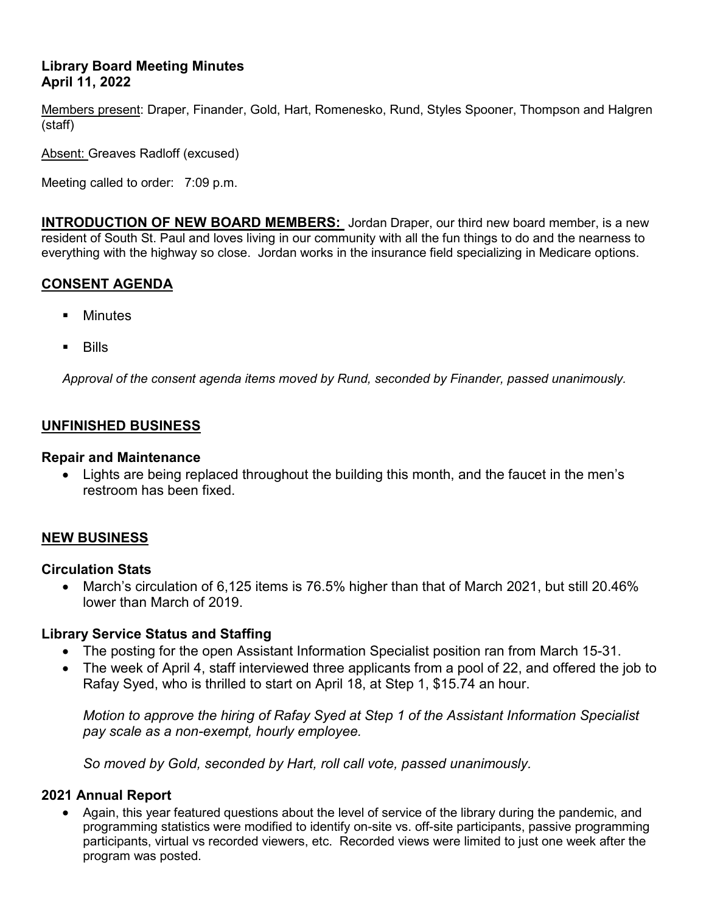# Library Board Meeting Minutes
# April 11, 2022

Members present: Draper, Finander, Gold, Hart, Romenesko, Rund, Styles Spooner, Thompson and Halgren (staff)

Absent: Greaves Radloff (excused)

Meeting called to order: 7:09 p.m.

**INTRODUCTION OF NEW BOARD MEMBERS:** Jordan Draper, our third new board member, is a new resident of South St. Paul and loves living in our community with all the fun things to do and the nearness to everything with the highway so close. Jordan works in the insurance field specializing in Medicare options.

## CONSENT AGENDA

- Minutes
- Bills

*Approval of the consent agenda items moved by Rund, seconded by Finander, passed unanimously.*

## UNFINISHED BUSINESS

### Repair and Maintenance

- Lights are being replaced throughout the building this month, and the faucet in the men's restroom has been fixed.

## NEW BUSINESS

### Circulation Stats

- March's circulation of 6,125 items is 76.5% higher than that of March 2021, but still 20.46% lower than March of 2019.

### Library Service Status and Staffing

- The posting for the open Assistant Information Specialist position ran from March 15-31.
- The week of April 4, staff interviewed three applicants from a pool of 22, and offered the job to Rafay Syed, who is thrilled to start on April 18, at Step 1, $15.74 an hour.

  *Motion to approve the hiring of Rafay Syed at Step 1 of the Assistant Information Specialist pay scale as a non-exempt, hourly employee.*

  *So moved by Gold, seconded by Hart, roll call vote, passed unanimously.*

### 2021 Annual Report

- Again, this year featured questions about the level of service of the library during the pandemic, and programming statistics were modified to identify on-site vs. off-site participants, passive programming participants, virtual vs recorded viewers, etc. Recorded views were limited to just one week after the program was posted.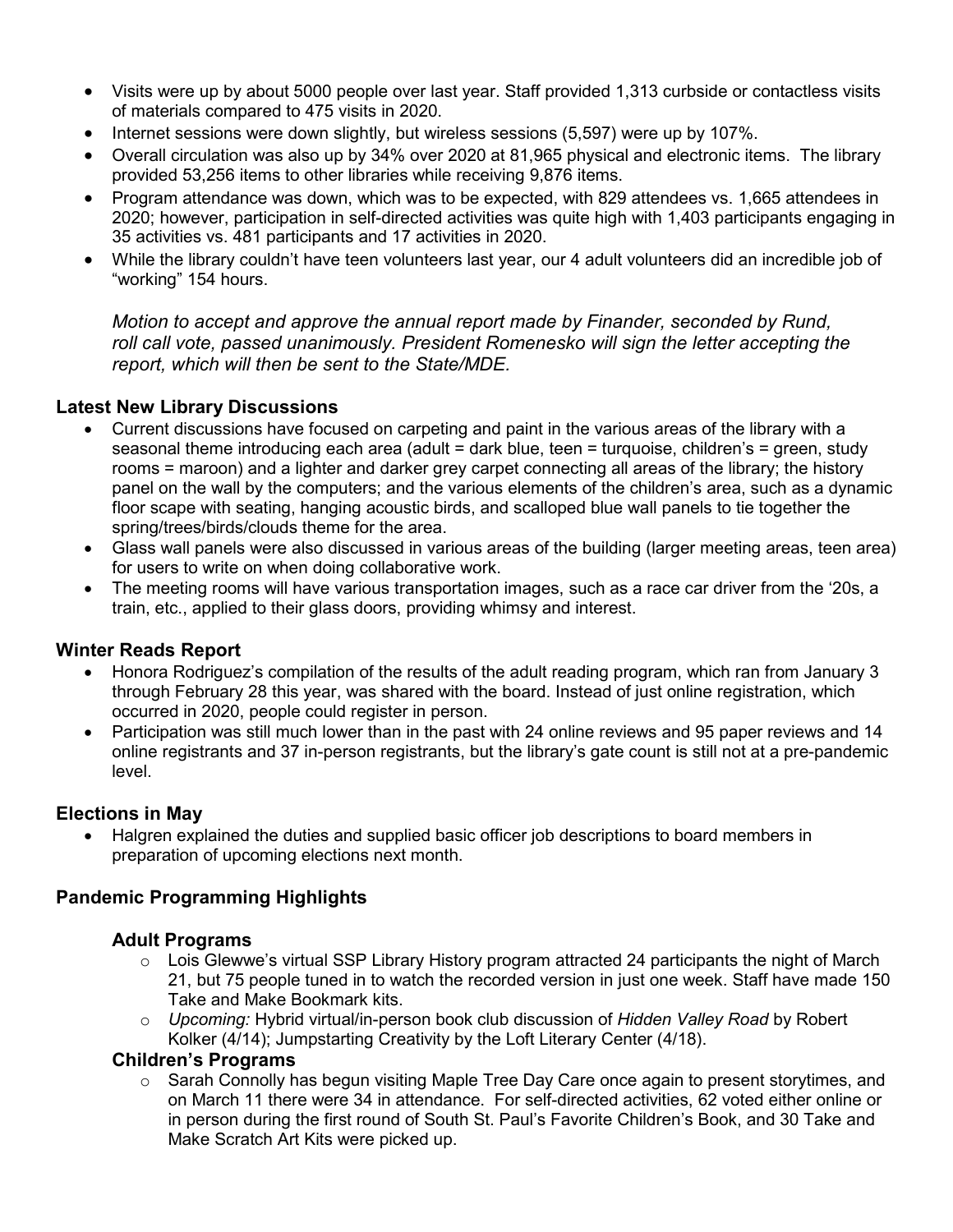- Visits were up by about 5000 people over last year. Staff provided 1,313 curbside or contactless visits of materials compared to 475 visits in 2020.
- Internet sessions were down slightly, but wireless sessions (5,597) were up by 107%.
- Overall circulation was also up by 34% over 2020 at 81,965 physical and electronic items. The library provided 53,256 items to other libraries while receiving 9,876 items.
- Program attendance was down, which was to be expected, with 829 attendees vs. 1,665 attendees in 2020; however, participation in self-directed activities was quite high with 1,403 participants engaging in 35 activities vs. 481 participants and 17 activities in 2020.
- While the library couldn't have teen volunteers last year, our 4 adult volunteers did an incredible job of "working" 154 hours.

*Motion to accept and approve the annual report made by Finander, seconded by Rund, roll call vote, passed unanimously. President Romenesko will sign the letter accepting the report, which will then be sent to the State/MDE.*

### Latest New Library Discussions

- Current discussions have focused on carpeting and paint in the various areas of the library with a seasonal theme introducing each area (adult = dark blue, teen = turquoise, children's = green, study rooms = maroon) and a lighter and darker grey carpet connecting all areas of the library; the history panel on the wall by the computers; and the various elements of the children's area, such as a dynamic floor scape with seating, hanging acoustic birds, and scalloped blue wall panels to tie together the spring/trees/birds/clouds theme for the area.
- Glass wall panels were also discussed in various areas of the building (larger meeting areas, teen area) for users to write on when doing collaborative work.
- The meeting rooms will have various transportation images, such as a race car driver from the '20s, a train, etc., applied to their glass doors, providing whimsy and interest.

### Winter Reads Report

- Honora Rodriguez's compilation of the results of the adult reading program, which ran from January 3 through February 28 this year, was shared with the board. Instead of just online registration, which occurred in 2020, people could register in person.
- Participation was still much lower than in the past with 24 online reviews and 95 paper reviews and 14 online registrants and 37 in-person registrants, but the library's gate count is still not at a pre-pandemic level.

### Elections in May

- Halgren explained the duties and supplied basic officer job descriptions to board members in preparation of upcoming elections next month.

### Pandemic Programming Highlights

#### Adult Programs

- Lois Glewwe's virtual SSP Library History program attracted 24 participants the night of March 21, but 75 people tuned in to watch the recorded version in just one week. Staff have made 150 Take and Make Bookmark kits.
- *Upcoming:* Hybrid virtual/in-person book club discussion of *Hidden Valley Road* by Robert Kolker (4/14); Jumpstarting Creativity by the Loft Literary Center (4/18).

#### Children's Programs

- Sarah Connolly has begun visiting Maple Tree Day Care once again to present storytimes, and on March 11 there were 34 in attendance. For self-directed activities, 62 voted either online or in person during the first round of South St. Paul's Favorite Children's Book, and 30 Take and Make Scratch Art Kits were picked up.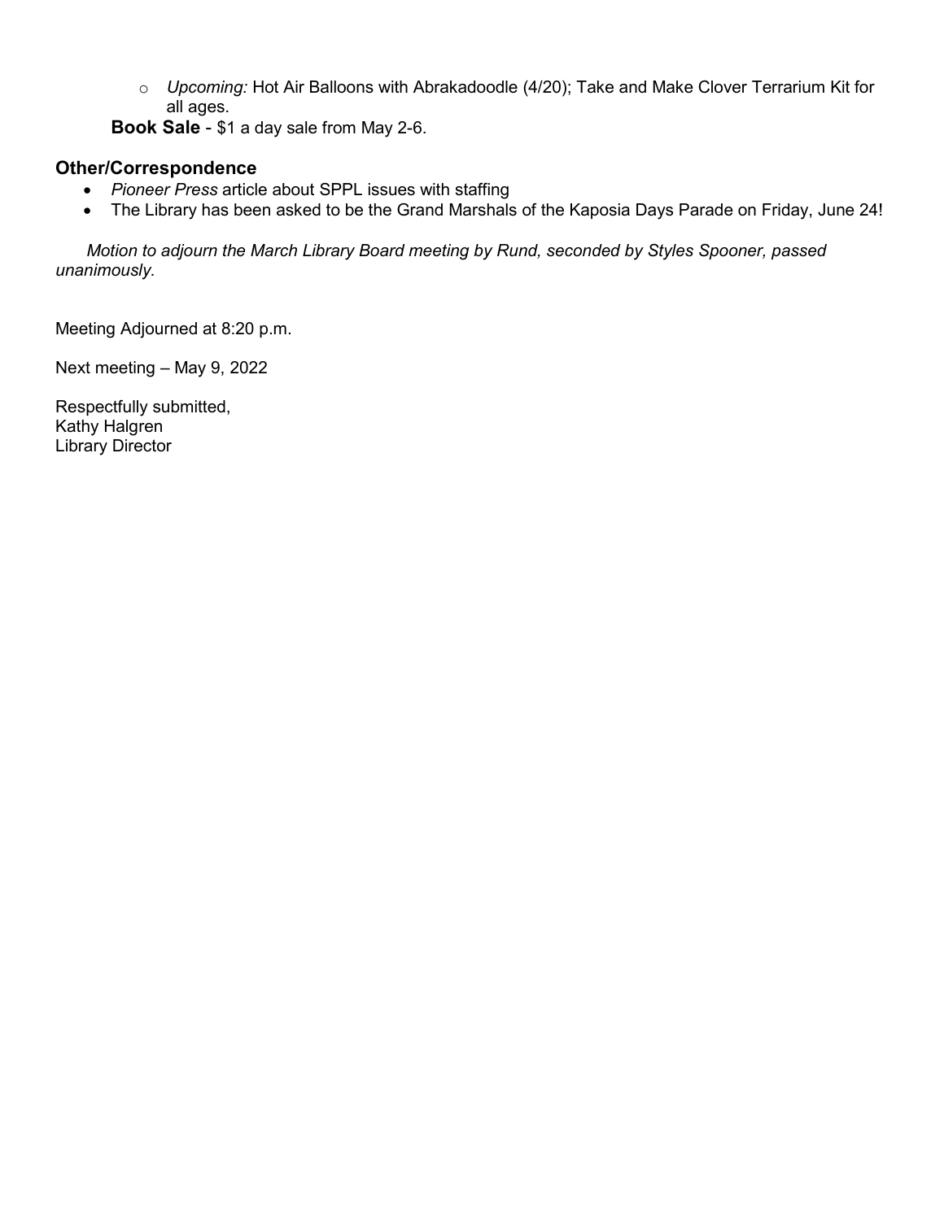- *Upcoming:* Hot Air Balloons with Abrakadoodle (4/20); Take and Make Clover Terrarium Kit for all ages.

**Book Sale** - $1 a day sale from May 2-6.

### Other/Correspondence

- *Pioneer Press* article about SPPL issues with staffing
- The Library has been asked to be the Grand Marshals of the Kaposia Days Parade on Friday, June 24!

*Motion to adjourn the March Library Board meeting by Rund, seconded by Styles Spooner, passed unanimously.*

Meeting Adjourned at 8:20 p.m.

Next meeting – May 9, 2022

Respectfully submitted,
Kathy Halgren
Library Director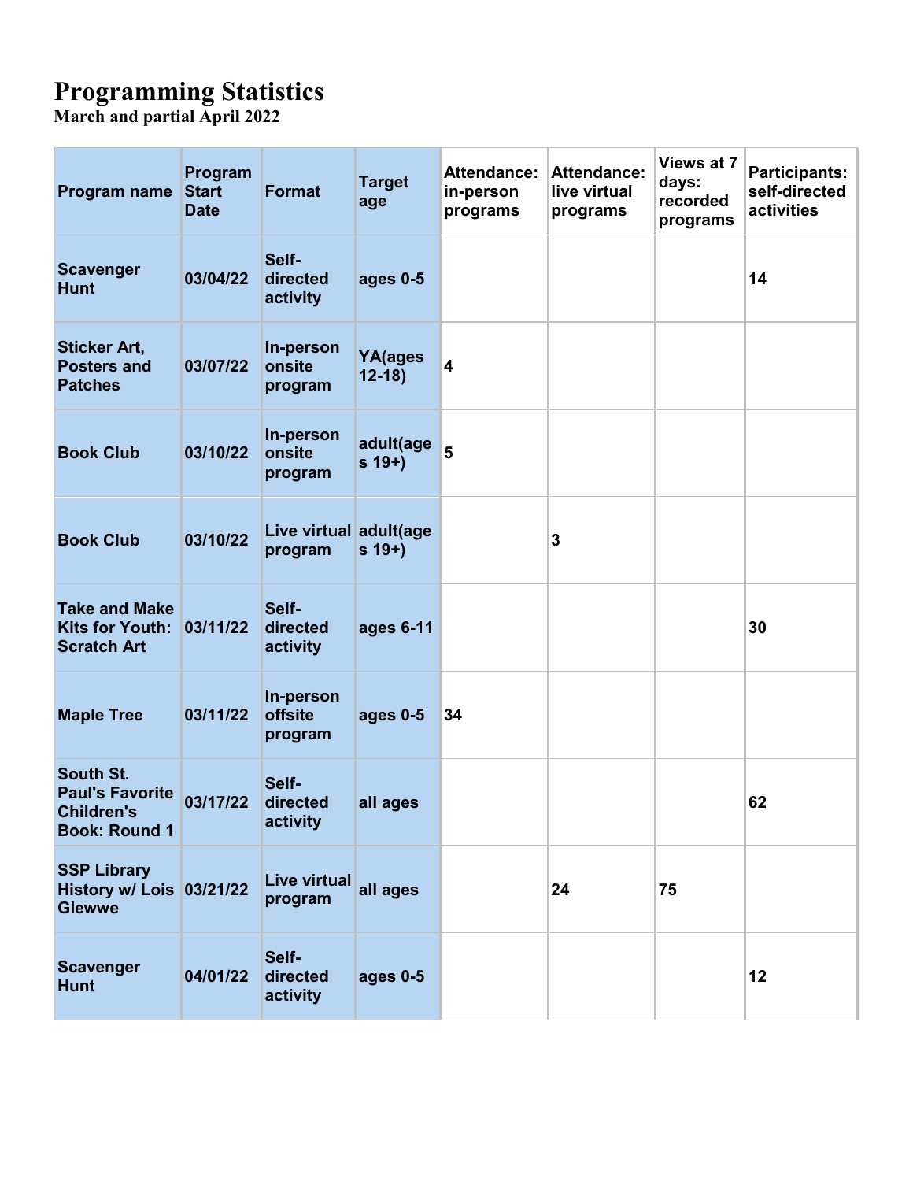# Programming Statistics

**March and partial April 2022**

| Program name | Program Start Date | Format | Target age | Attendance: in-person programs | Attendance: live virtual programs | Views at 7 days: recorded programs | Participants: self-directed activities |
|---|---|---|---|---|---|---|---|
| Scavenger Hunt | 03/04/22 | Self-directed activity | ages 0-5 | | | | 14 |
| Sticker Art, Posters and Patches | 03/07/22 | In-person onsite program | YA(ages 12-18) | 4 | | | |
| Book Club | 03/10/22 | In-person onsite program | adult(ages 19+) | 5 | | | |
| Book Club | 03/10/22 | Live virtual program | adult(ages 19+) | | 3 | | |
| Take and Make Kits for Youth: Scratch Art | 03/11/22 | Self-directed activity | ages 6-11 | | | | 30 |
| Maple Tree | 03/11/22 | In-person offsite program | ages 0-5 | 34 | | | |
| South St. Paul's Favorite Children's Book: Round 1 | 03/17/22 | Self-directed activity | all ages | | | | 62 |
| SSP Library History w/ Lois Glewwe | 03/21/22 | Live virtual program | all ages | | 24 | 75 | |
| Scavenger Hunt | 04/01/22 | Self-directed activity | ages 0-5 | | | | 12 |